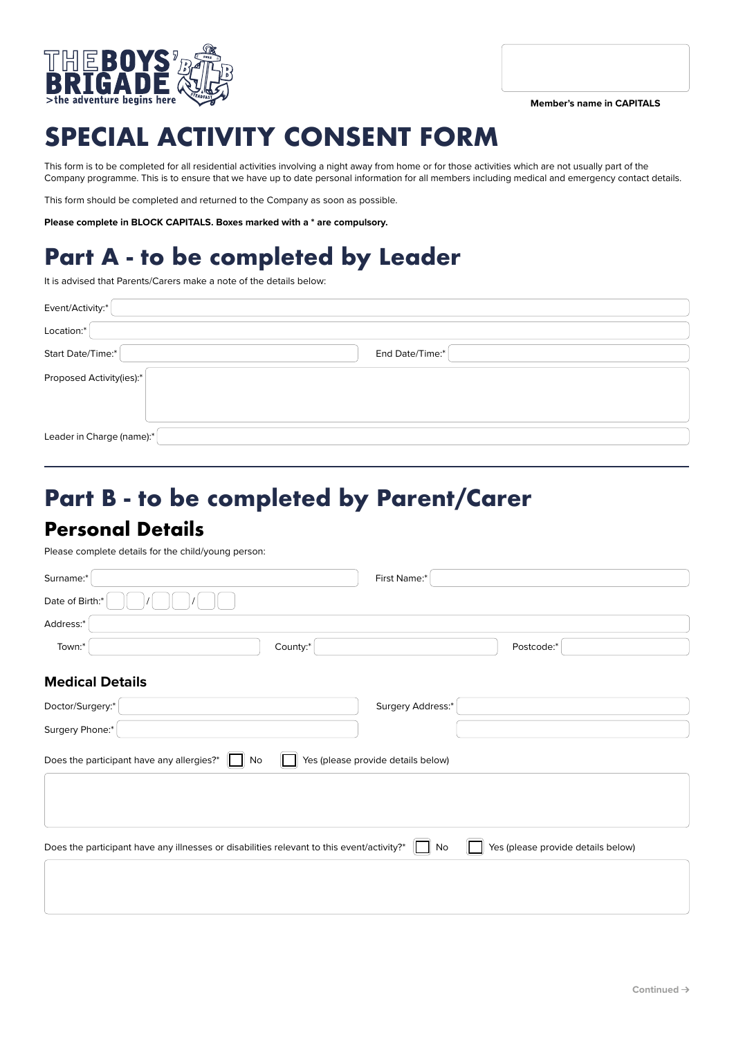THE BOYS' BRIGADE
>the adventure begins here

Member's name in CAPITALS

# SPECIAL ACTIVITY CONSENT FORM

This form is to be completed for all residential activities involving a night away from home or for those activities which are not usually part of the Company programme. This is to ensure that we have up to date personal information for all members including medical and emergency contact details.

This form should be completed and returned to the Company as soon as possible.

**Please complete in BLOCK CAPITALS. Boxes marked with a * are compulsory.**

## Part A - to be completed by Leader

It is advised that Parents/Carers make a note of the details below:

Event/Activity:*

Location:*

Start Date/Time:* End Date/Time:*

Proposed Activity(ies):*

Leader in Charge (name):*

---

## Part B - to be completed by Parent/Carer

### Personal Details

Please complete details for the child/young person:

Surname:* First Name:*

Date of Birth:* / /

Address:*

Town:* County:* Postcode:*

### Medical Details

Doctor/Surgery:* Surgery Address:*

Surgery Phone:*

Does the participant have any allergies?* ☐ No ☐ Yes (please provide details below)

Does the participant have any illnesses or disabilities relevant to this event/activity?* ☐ No ☐ Yes (please provide details below)

Continued →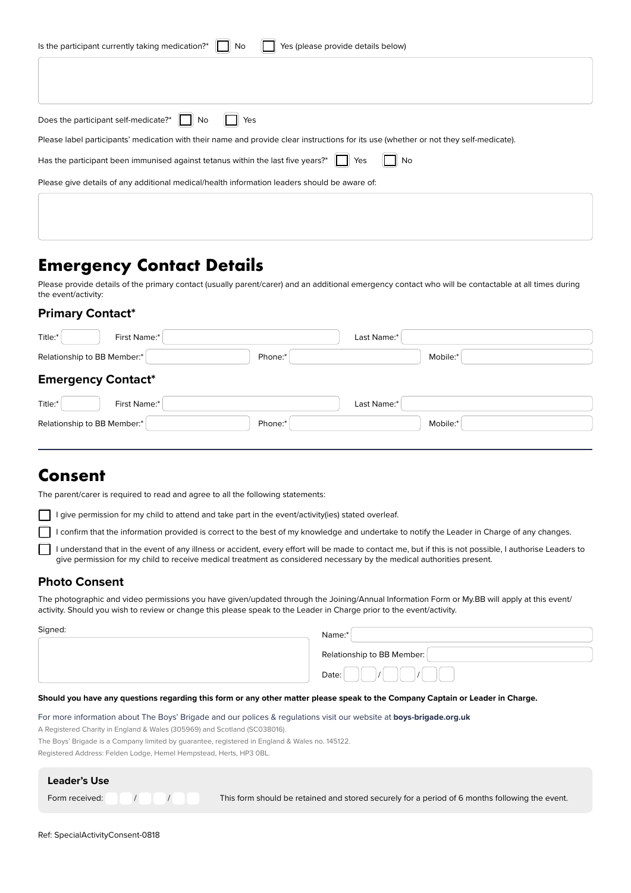Is the participant currently taking medication?* ☐ No ☐ Yes (please provide details below)

Does the participant self-medicate?* ☐ No ☐ Yes

Please label participants' medication with their name and provide clear instructions for its use (whether or not they self-medicate).

Has the participant been immunised against tetanus within the last five years?* ☐ Yes ☐ No

Please give details of any additional medical/health information leaders should be aware of:

## Emergency Contact Details

Please provide details of the primary contact (usually parent/carer) and an additional emergency contact who will be contactable at all times during the event/activity:

### Primary Contact*

Title:* First Name:* Last Name:*

Relationship to BB Member:* Phone:* Mobile:*

### Emergency Contact*

Title:* First Name:* Last Name:*

Relationship to BB Member:* Phone:* Mobile:*

## Consent

The parent/carer is required to read and agree to all the following statements:

☐ I give permission for my child to attend and take part in the event/activity(ies) stated overleaf.

☐ I confirm that the information provided is correct to the best of my knowledge and undertake to notify the Leader in Charge of any changes.

☐ I understand that in the event of any illness or accident, every effort will be made to contact me, but if this is not possible, I authorise Leaders to give permission for my child to receive medical treatment as considered necessary by the medical authorities present.

### Photo Consent

The photographic and video permissions you have given/updated through the Joining/Annual Information Form or My.BB will apply at this event/activity. Should you wish to review or change this please speak to the Leader in Charge prior to the event/activity.

Signed:

Name:*

Relationship to BB Member:

Date: / /

**Should you have any questions regarding this form or any other matter please speak to the Company Captain or Leader in Charge.**

For more information about The Boys' Brigade and our polices & regulations visit our website at **boys-brigade.org.uk**

A Registered Charity in England & Wales (305969) and Scotland (SC038016).

The Boys' Brigade is a Company limited by guarantee, registered in England & Wales no. 145122.

Registered Address: Felden Lodge, Hemel Hempstead, Herts, HP3 0BL.

### Leader's Use

Form received: / /

This form should be retained and stored securely for a period of 6 months following the event.

Ref: SpecialActivityConsent-0818